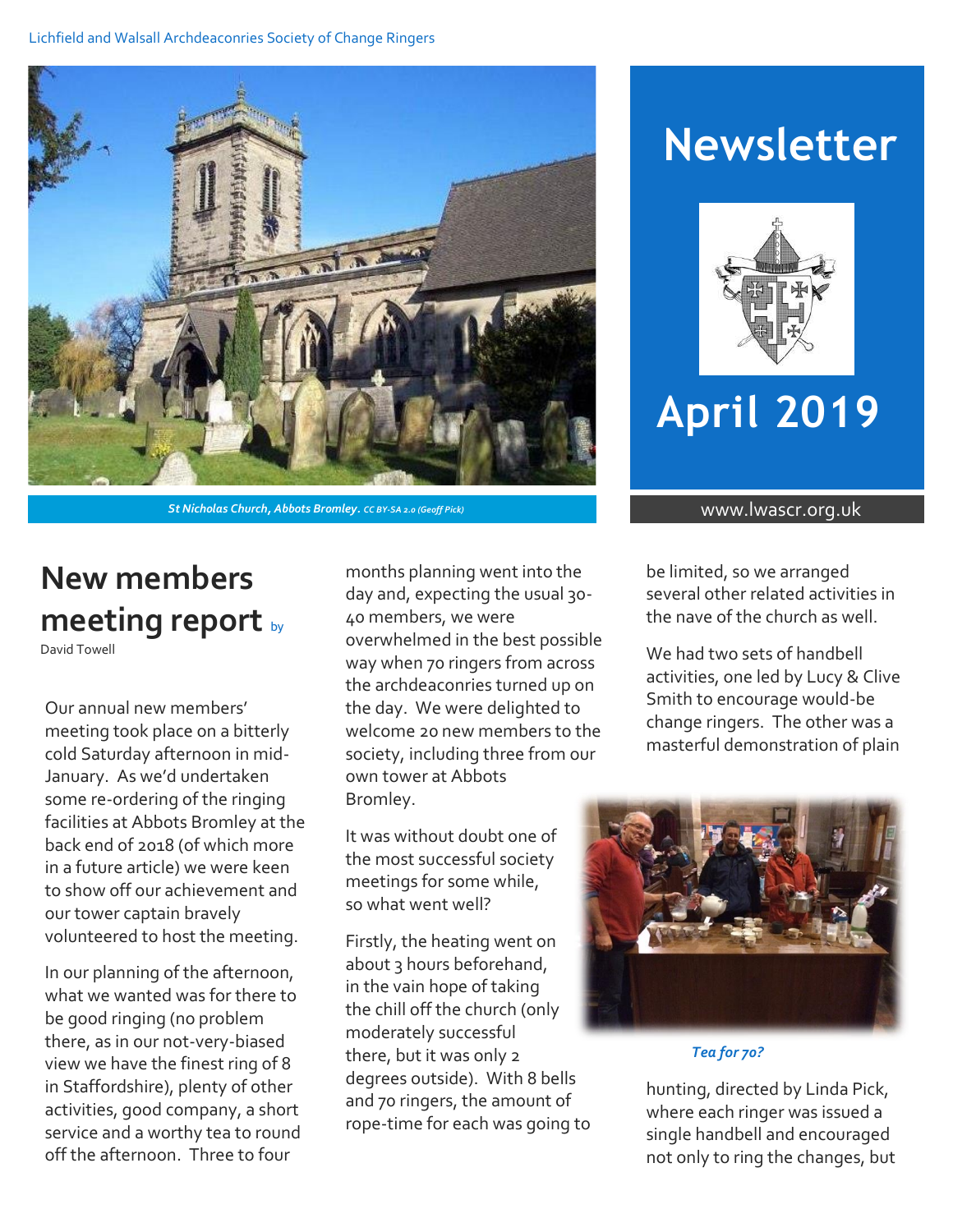Lichfield and Walsall Archdeaconries Society of Change Ringers

St Nicholas Church, Abbots Bromley. CC BY-SA 2.0 (Geoff Pick)

# Newsletter

# April 2019

www.lwascr.org.uk

## New members meeting report by David Towell

Our annual new members' meeting took place on a bitterly cold Saturday afternoon in mid-January. As we'd undertaken some re-ordering of the ringing facilities at Abbots Bromley at the back end of 2018 (of which more in a future article) we were keen to show off our achievement and our tower captain bravely volunteered to host the meeting.

In our planning of the afternoon, what we wanted was for there to be good ringing (no problem there, as in our not-very-biased view we have the finest ring of 8 in Staffordshire), plenty of other activities, good company, a short service and a worthy tea to round off the afternoon. Three to four months planning went into the day and, expecting the usual 30-40 members, we were overwhelmed in the best possible way when 70 ringers from across the archdeaconries turned up on the day. We were delighted to welcome 20 new members to the society, including three from our own tower at Abbots Bromley.

It was without doubt one of the most successful society meetings for some while, so what went well?

Firstly, the heating went on about 3 hours beforehand, in the vain hope of taking the chill off the church (only moderately successful there, but it was only 2 degrees outside). With 8 bells and 70 ringers, the amount of rope-time for each was going to be limited, so we arranged several other related activities in the nave of the church as well.

We had two sets of handbell activities, one led by Lucy & Clive Smith to encourage would-be change ringers. The other was a masterful demonstration of plain hunting, directed by Linda Pick, where each ringer was issued a single handbell and encouraged not only to ring the changes, but

*Tea for 70?*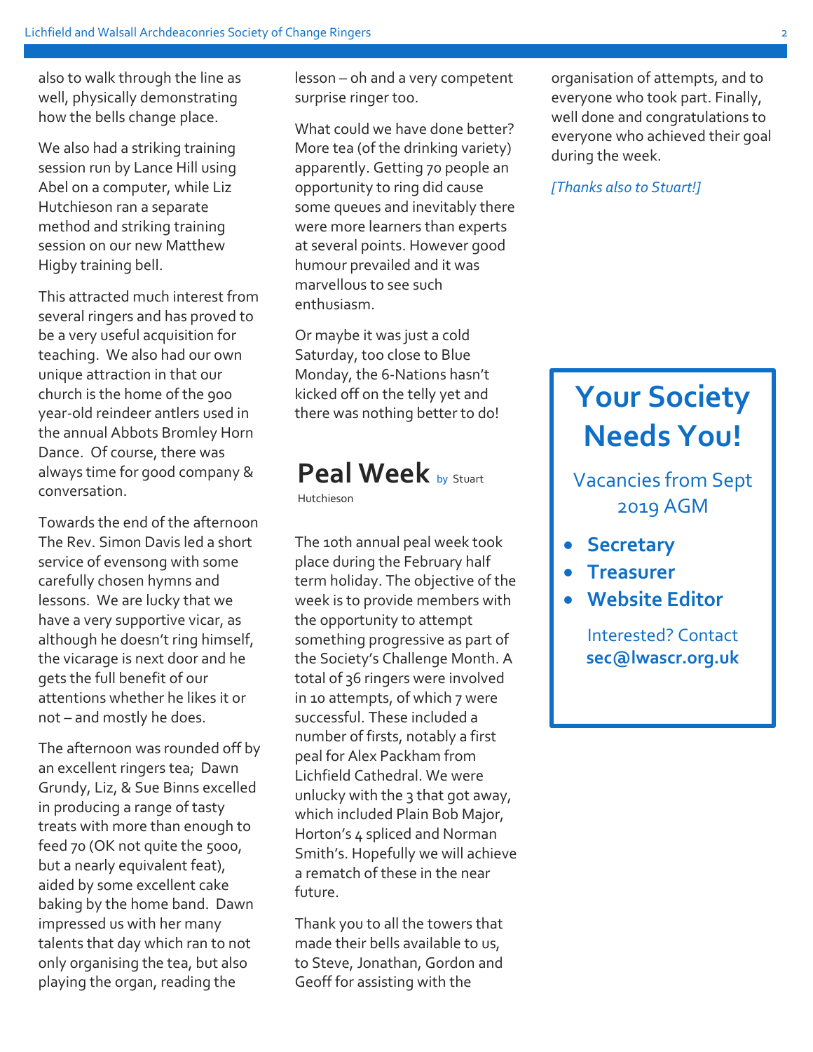also to walk through the line as well, physically demonstrating how the bells change place.

We also had a striking training session run by Lance Hill using Abel on a computer, while Liz Hutchieson ran a separate method and striking training session on our new Matthew Higby training bell.

This attracted much interest from several ringers and has proved to be a very useful acquisition for teaching. We also had our own unique attraction in that our church is the home of the 900 year-old reindeer antlers used in the annual Abbots Bromley Horn Dance. Of course, there was always time for good company & conversation.

Towards the end of the afternoon The Rev. Simon Davis led a short service of evensong with some carefully chosen hymns and lessons. We are lucky that we have a very supportive vicar, as although he doesn't ring himself, the vicarage is next door and he gets the full benefit of our attentions whether he likes it or not – and mostly he does.

The afternoon was rounded off by an excellent ringers tea; Dawn Grundy, Liz, & Sue Binns excelled in producing a range of tasty treats with more than enough to feed 70 (OK not quite the 5000, but a nearly equivalent feat), aided by some excellent cake baking by the home band. Dawn impressed us with her many talents that day which ran to not only organising the tea, but also playing the organ, reading the lesson – oh and a very competent surprise ringer too.

What could we have done better? More tea (of the drinking variety) apparently. Getting 70 people an opportunity to ring did cause some queues and inevitably there were more learners than experts at several points. However good humour prevailed and it was marvellous to see such enthusiasm.

Or maybe it was just a cold Saturday, too close to Blue Monday, the 6-Nations hasn't kicked off on the telly yet and there was nothing better to do!

## Peal Week by Stuart Hutchieson

The 10th annual peal week took place during the February half term holiday. The objective of the week is to provide members with the opportunity to attempt something progressive as part of the Society's Challenge Month. A total of 36 ringers were involved in 10 attempts, of which 7 were successful. These included a number of firsts, notably a first peal for Alex Packham from Lichfield Cathedral. We were unlucky with the 3 that got away, which included Plain Bob Major, Horton's 4 spliced and Norman Smith's. Hopefully we will achieve a rematch of these in the near future.

Thank you to all the towers that made their bells available to us, to Steve, Jonathan, Gordon and Geoff for assisting with the organisation of attempts, and to everyone who took part. Finally, well done and congratulations to everyone who achieved their goal during the week.

*[Thanks also to Stuart!]*

## Your Society Needs You!

Vacancies from Sept 2019 AGM

- **Secretary**
- **Treasurer**
- **Website Editor**

Interested? Contact **sec@lwascr.org.uk**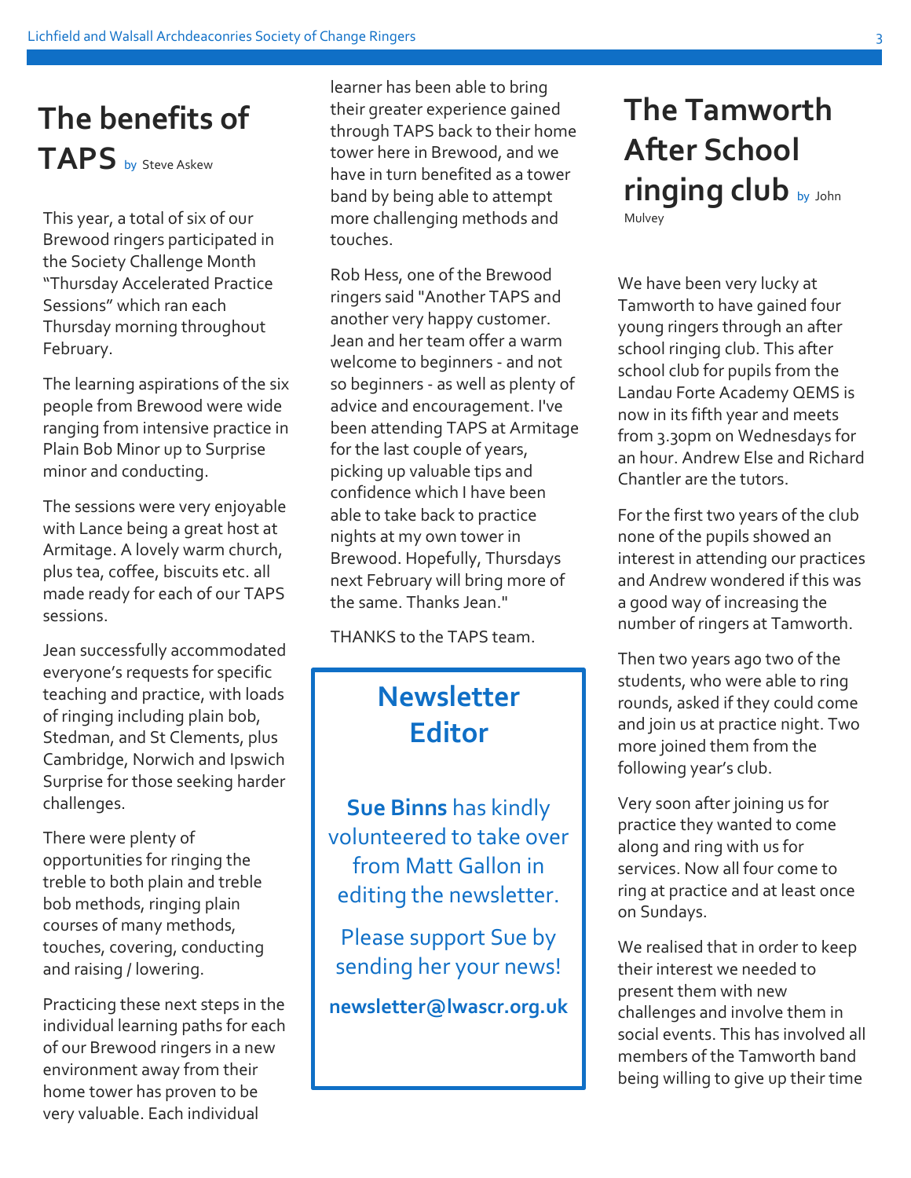## The benefits of TAPS by Steve Askew

This year, a total of six of our Brewood ringers participated in the Society Challenge Month "Thursday Accelerated Practice Sessions" which ran each Thursday morning throughout February.

The learning aspirations of the six people from Brewood were wide ranging from intensive practice in Plain Bob Minor up to Surprise minor and conducting.

The sessions were very enjoyable with Lance being a great host at Armitage. A lovely warm church, plus tea, coffee, biscuits etc. all made ready for each of our TAPS sessions.

Jean successfully accommodated everyone's requests for specific teaching and practice, with loads of ringing including plain bob, Stedman, and St Clements, plus Cambridge, Norwich and Ipswich Surprise for those seeking harder challenges.

There were plenty of opportunities for ringing the treble to both plain and treble bob methods, ringing plain courses of many methods, touches, covering, conducting and raising / lowering.

Practicing these next steps in the individual learning paths for each of our Brewood ringers in a new environment away from their home tower has proven to be very valuable. Each individual learner has been able to bring their greater experience gained through TAPS back to their home tower here in Brewood, and we have in turn benefited as a tower band by being able to attempt more challenging methods and touches.

Rob Hess, one of the Brewood ringers said "Another TAPS and another very happy customer. Jean and her team offer a warm welcome to beginners - and not so beginners - as well as plenty of advice and encouragement. I've been attending TAPS at Armitage for the last couple of years, picking up valuable tips and confidence which I have been able to take back to practice nights at my own tower in Brewood. Hopefully, Thursdays next February will bring more of the same. Thanks Jean."

THANKS to the TAPS team.

## Newsletter Editor

**Sue Binns** has kindly volunteered to take over from Matt Gallon in editing the newsletter.

Please support Sue by sending her your news!

**newsletter@lwascr.org.uk**

## The Tamworth After School ringing club by John Mulvey

We have been very lucky at Tamworth to have gained four young ringers through an after school ringing club. This after school club for pupils from the Landau Forte Academy QEMS is now in its fifth year and meets from 3.30pm on Wednesdays for an hour. Andrew Else and Richard Chantler are the tutors.

For the first two years of the club none of the pupils showed an interest in attending our practices and Andrew wondered if this was a good way of increasing the number of ringers at Tamworth.

Then two years ago two of the students, who were able to ring rounds, asked if they could come and join us at practice night. Two more joined them from the following year's club.

Very soon after joining us for practice they wanted to come along and ring with us for services. Now all four come to ring at practice and at least once on Sundays.

We realised that in order to keep their interest we needed to present them with new challenges and involve them in social events. This has involved all members of the Tamworth band being willing to give up their time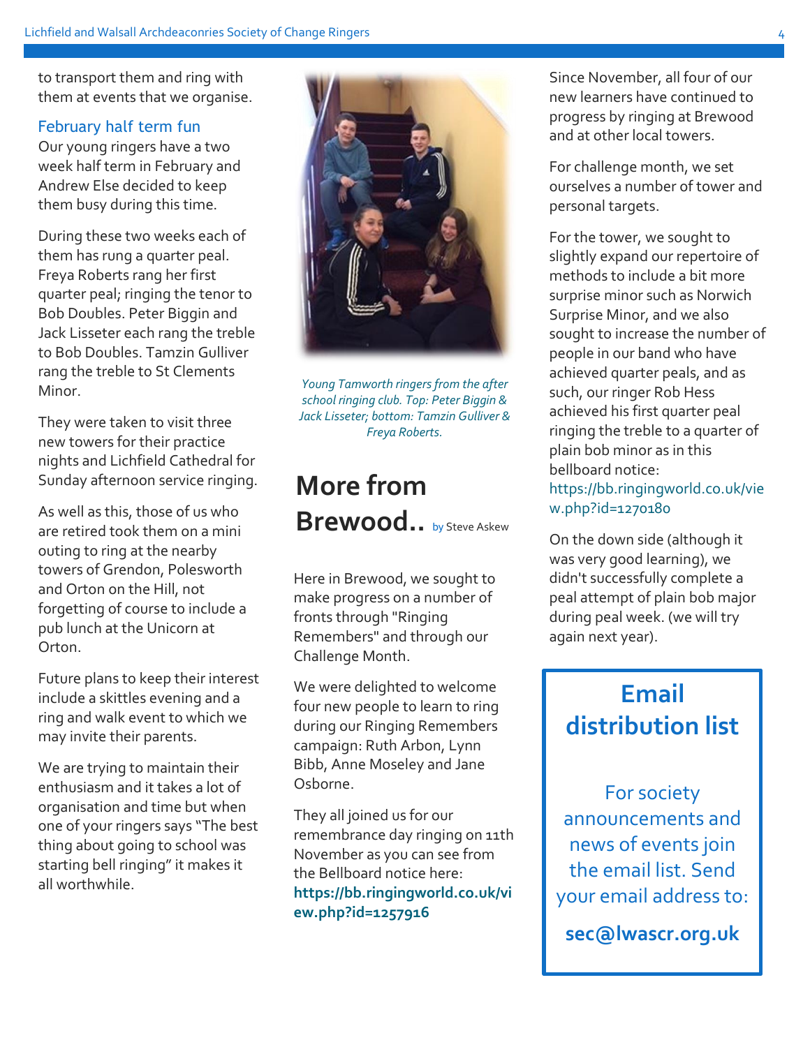to transport them and ring with them at events that we organise.

### February half term fun

Our young ringers have a two week half term in February and Andrew Else decided to keep them busy during this time.

During these two weeks each of them has rung a quarter peal. Freya Roberts rang her first quarter peal; ringing the tenor to Bob Doubles. Peter Biggin and Jack Lisseter each rang the treble to Bob Doubles. Tamzin Gulliver rang the treble to St Clements Minor.

They were taken to visit three new towers for their practice nights and Lichfield Cathedral for Sunday afternoon service ringing.

As well as this, those of us who are retired took them on a mini outing to ring at the nearby towers of Grendon, Polesworth and Orton on the Hill, not forgetting of course to include a pub lunch at the Unicorn at Orton.

Future plans to keep their interest include a skittles evening and a ring and walk event to which we may invite their parents.

We are trying to maintain their enthusiasm and it takes a lot of organisation and time but when one of your ringers says "The best thing about going to school was starting bell ringing" it makes it all worthwhile.

*Young Tamworth ringers from the after school ringing club. Top: Peter Biggin & Jack Lisseter; bottom: Tamzin Gulliver & Freya Roberts.*

## More from Brewood.. by Steve Askew

Here in Brewood, we sought to make progress on a number of fronts through "Ringing Remembers" and through our Challenge Month.

We were delighted to welcome four new people to learn to ring during our Ringing Remembers campaign: Ruth Arbon, Lynn Bibb, Anne Moseley and Jane Osborne.

They all joined us for our remembrance day ringing on 11th November as you can see from the Bellboard notice here: **https://bb.ringingworld.co.uk/view.php?id=1257916**

Since November, all four of our new learners have continued to progress by ringing at Brewood and at other local towers.

For challenge month, we set ourselves a number of tower and personal targets.

For the tower, we sought to slightly expand our repertoire of methods to include a bit more surprise minor such as Norwich Surprise Minor, and we also sought to increase the number of people in our band who have achieved quarter peals, and as such, our ringer Rob Hess achieved his first quarter peal ringing the treble to a quarter of plain bob minor as in this bellboard notice: https://bb.ringingworld.co.uk/view.php?id=1270180

On the down side (although it was very good learning), we didn't successfully complete a peal attempt of plain bob major during peal week. (we will try again next year).

## Email distribution list

For society announcements and news of events join the email list. Send your email address to:

**sec@lwascr.org.uk**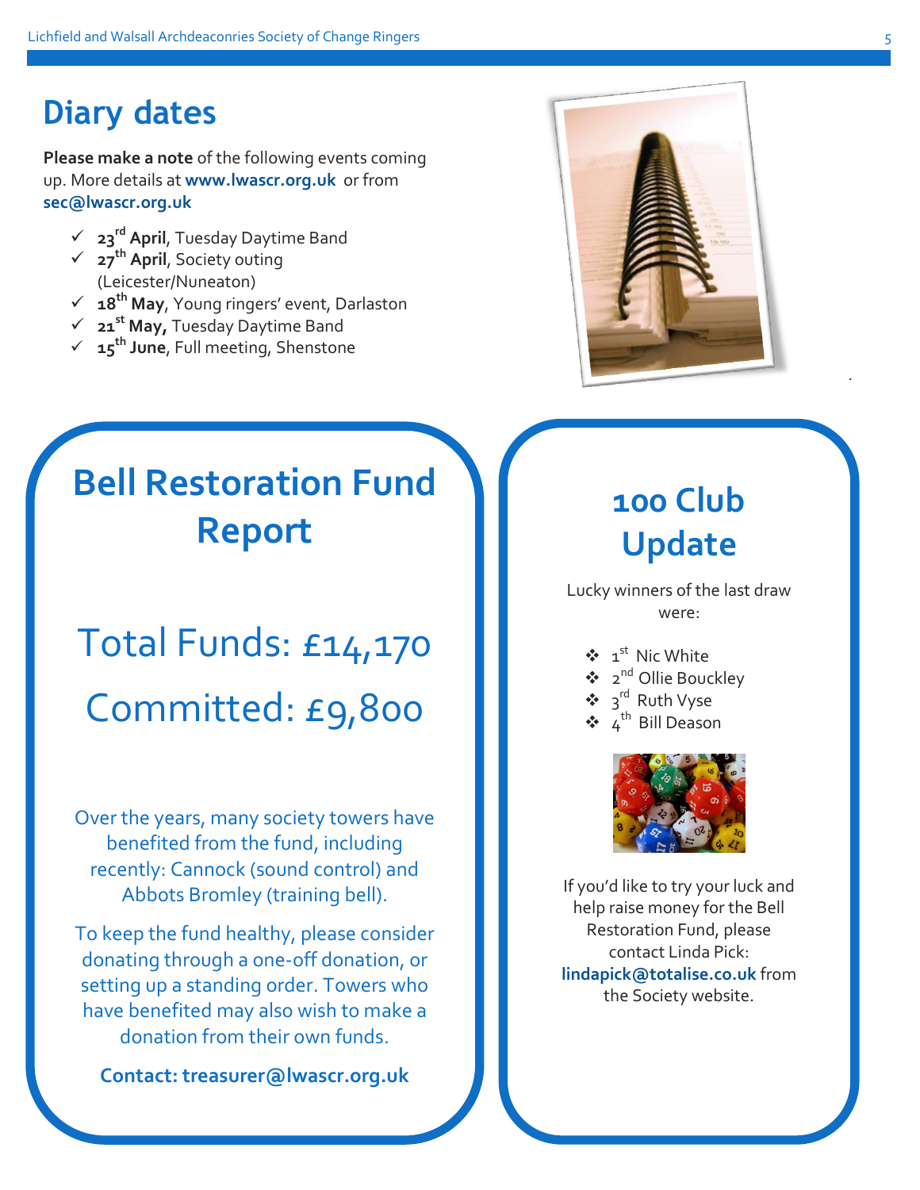# Diary dates

**Please make a note** of the following events coming up. More details at **www.lwascr.org.uk** or from **sec@lwascr.org.uk**

- **23rd April**, Tuesday Daytime Band
- **27th April**, Society outing (Leicester/Nuneaton)
- **18th May**, Young ringers' event, Darlaston
- **21st May,** Tuesday Daytime Band
- **15th June**, Full meeting, Shenstone

## Bell Restoration Fund Report

Total Funds: £14,170

Committed: £9,800

Over the years, many society towers have benefited from the fund, including recently: Cannock (sound control) and Abbots Bromley (training bell).

To keep the fund healthy, please consider donating through a one-off donation, or setting up a standing order. Towers who have benefited may also wish to make a donation from their own funds.

**Contact: treasurer@lwascr.org.uk**

## 100 Club Update

Lucky winners of the last draw were:

- 1st Nic White
- 2nd Ollie Bouckley
- 3rd Ruth Vyse
- 4th Bill Deason

If you'd like to try your luck and help raise money for the Bell Restoration Fund, please contact Linda Pick: **lindapick@totalise.co.uk** from the Society website.